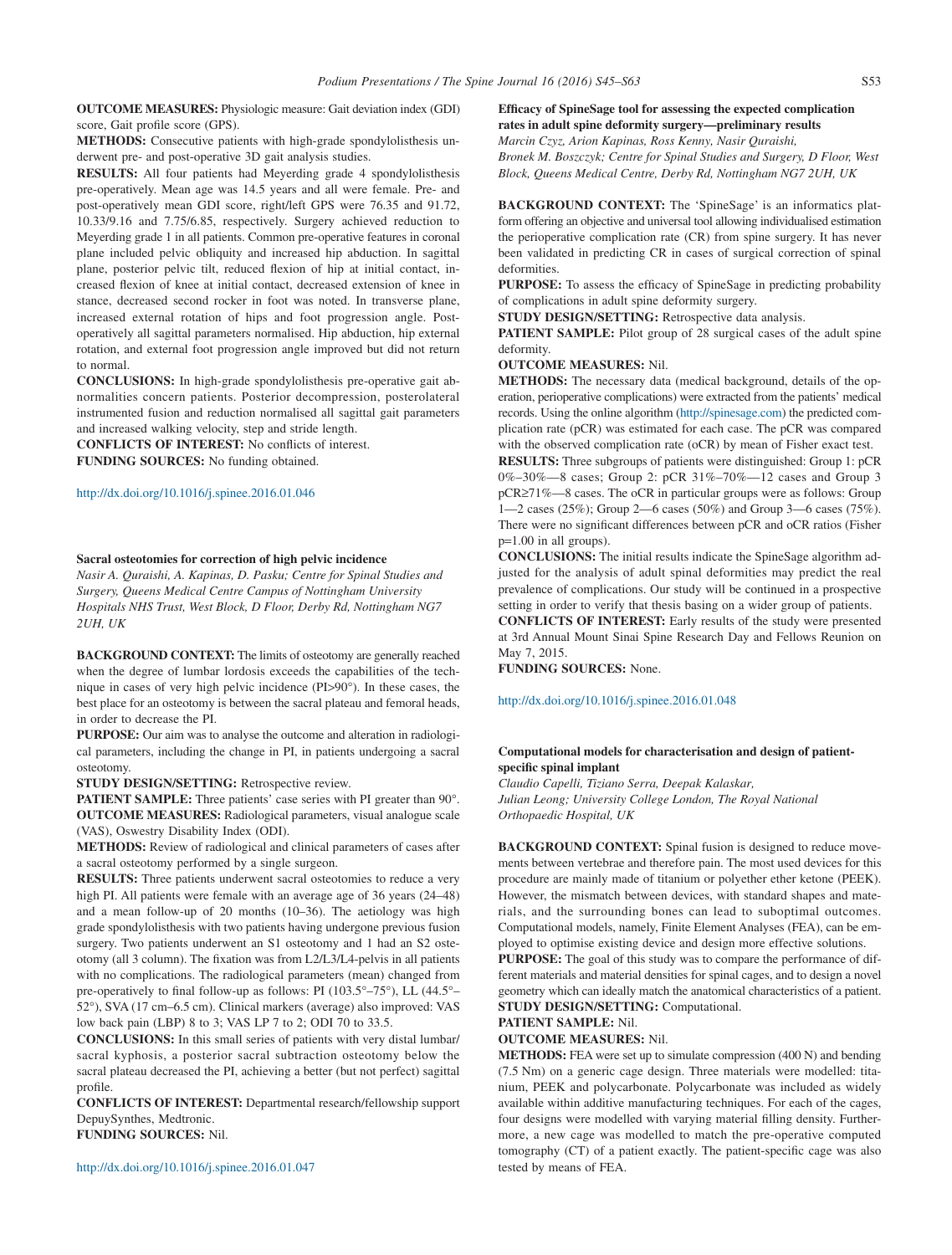**OUTCOME MEASURES:** Physiologic measure: Gait deviation index (GDI) score, Gait profile score (GPS).

**METHODS:** Consecutive patients with high-grade spondylolisthesis underwent pre- and post-operative 3D gait analysis studies.

**RESULTS:** All four patients had Meyerding grade 4 spondylolisthesis pre-operatively. Mean age was 14.5 years and all were female. Pre- and post-operatively mean GDI score, right/left GPS were 76.35 and 91.72, 10.33/9.16 and 7.75/6.85, respectively. Surgery achieved reduction to Meyerding grade 1 in all patients. Common pre-operative features in coronal plane included pelvic obliquity and increased hip abduction. In sagittal plane, posterior pelvic tilt, reduced flexion of hip at initial contact, increased flexion of knee at initial contact, decreased extension of knee in stance, decreased second rocker in foot was noted. In transverse plane, increased external rotation of hips and foot progression angle. Post-operatively all sagittal parameters normalised. Hip abduction, hip external rotation, and external foot progression angle improved but did not return to normal.

**CONCLUSIONS:** In high-grade spondylolisthesis pre-operative gait abnormalities concern patients. Posterior decompression, posterolateral instrumented fusion and reduction normalised all sagittal gait parameters and increased walking velocity, step and stride length.

**CONFLICTS OF INTEREST:** No conflicts of interest.

**FUNDING SOURCES:** No funding obtained.

http://dx.doi.org/10.1016/j.spinee.2016.01.046

### Sacral osteotomies for correction of high pelvic incidence

*Nasir A. Quraishi, A. Kapinas, D. Pasku; Centre for Spinal Studies and Surgery, Queens Medical Centre Campus of Nottingham University Hospitals NHS Trust, West Block, D Floor, Derby Rd, Nottingham NG7 2UH, UK*

**BACKGROUND CONTEXT:** The limits of osteotomy are generally reached when the degree of lumbar lordosis exceeds the capabilities of the technique in cases of very high pelvic incidence (PI>90°). In these cases, the best place for an osteotomy is between the sacral plateau and femoral heads, in order to decrease the PI.

**PURPOSE:** Our aim was to analyse the outcome and alteration in radiological parameters, including the change in PI, in patients undergoing a sacral osteotomy.

**STUDY DESIGN/SETTING:** Retrospective review.

**PATIENT SAMPLE:** Three patients' case series with PI greater than 90°.

**OUTCOME MEASURES:** Radiological parameters, visual analogue scale (VAS), Oswestry Disability Index (ODI).

**METHODS:** Review of radiological and clinical parameters of cases after a sacral osteotomy performed by a single surgeon.

**RESULTS:** Three patients underwent sacral osteotomies to reduce a very high PI. All patients were female with an average age of 36 years (24–48) and a mean follow-up of 20 months (10–36). The aetiology was high grade spondylolisthesis with two patients having undergone previous fusion surgery. Two patients underwent an S1 osteotomy and 1 had an S2 osteotomy (all 3 column). The fixation was from L2/L3/L4-pelvis in all patients with no complications. The radiological parameters (mean) changed from pre-operatively to final follow-up as follows: PI (103.5°–75°), LL (44.5°–52°), SVA (17 cm–6.5 cm). Clinical markers (average) also improved: VAS low back pain (LBP) 8 to 3; VAS LP 7 to 2; ODI 70 to 33.5.

**CONCLUSIONS:** In this small series of patients with very distal lumbar/sacral kyphosis, a posterior sacral subtraction osteotomy below the sacral plateau decreased the PI, achieving a better (but not perfect) sagittal profile.

**CONFLICTS OF INTEREST:** Departmental research/fellowship support DepuySynthes, Medtronic.

**FUNDING SOURCES:** Nil.

http://dx.doi.org/10.1016/j.spinee.2016.01.047

### Efficacy of SpineSage tool for assessing the expected complication rates in adult spine deformity surgery—preliminary results

*Marcin Czyz, Arion Kapinas, Ross Kenny, Nasir Quraishi, Bronek M. Boszczyk; Centre for Spinal Studies and Surgery, D Floor, West Block, Queens Medical Centre, Derby Rd, Nottingham NG7 2UH, UK*

**BACKGROUND CONTEXT:** The 'SpineSage' is an informatics platform offering an objective and universal tool allowing individualised estimation the perioperative complication rate (CR) from spine surgery. It has never been validated in predicting CR in cases of surgical correction of spinal deformities.

**PURPOSE:** To assess the efficacy of SpineSage in predicting probability of complications in adult spine deformity surgery.

**STUDY DESIGN/SETTING:** Retrospective data analysis.

**PATIENT SAMPLE:** Pilot group of 28 surgical cases of the adult spine deformity.

**OUTCOME MEASURES:** Nil.

**METHODS:** The necessary data (medical background, details of the operation, perioperative complications) were extracted from the patients' medical records. Using the online algorithm (http://spinesage.com) the predicted complication rate (pCR) was estimated for each case. The pCR was compared with the observed complication rate (oCR) by mean of Fisher exact test.

**RESULTS:** Three subgroups of patients were distinguished: Group 1: pCR 0%–30%—8 cases; Group 2: pCR 31%–70%—12 cases and Group 3 pCR≥71%—8 cases. The oCR in particular groups were as follows: Group 1—2 cases (25%); Group 2—6 cases (50%) and Group 3—6 cases (75%). There were no significant differences between pCR and oCR ratios (Fisher p=1.00 in all groups).

**CONCLUSIONS:** The initial results indicate the SpineSage algorithm adjusted for the analysis of adult spinal deformities may predict the real prevalence of complications. Our study will be continued in a prospective setting in order to verify that thesis basing on a wider group of patients.

**CONFLICTS OF INTEREST:** Early results of the study were presented at 3rd Annual Mount Sinai Spine Research Day and Fellows Reunion on May 7, 2015.

**FUNDING SOURCES:** None.

http://dx.doi.org/10.1016/j.spinee.2016.01.048

### Computational models for characterisation and design of patient-specific spinal implant

*Claudio Capelli, Tiziano Serra, Deepak Kalaskar, Julian Leong; University College London, The Royal National Orthopaedic Hospital, UK*

**BACKGROUND CONTEXT:** Spinal fusion is designed to reduce movements between vertebrae and therefore pain. The most used devices for this procedure are mainly made of titanium or polyether ether ketone (PEEK). However, the mismatch between devices, with standard shapes and materials, and the surrounding bones can lead to suboptimal outcomes. Computational models, namely, Finite Element Analyses (FEA), can be employed to optimise existing device and design more effective solutions.

**PURPOSE:** The goal of this study was to compare the performance of different materials and material densities for spinal cages, and to design a novel geometry which can ideally match the anatomical characteristics of a patient.

**STUDY DESIGN/SETTING:** Computational.

**PATIENT SAMPLE:** Nil.

**OUTCOME MEASURES:** Nil.

**METHODS:** FEA were set up to simulate compression (400 N) and bending (7.5 Nm) on a generic cage design. Three materials were modelled: titanium, PEEK and polycarbonate. Polycarbonate was included as widely available within additive manufacturing techniques. For each of the cages, four designs were modelled with varying material filling density. Furthermore, a new cage was modelled to match the pre-operative computed tomography (CT) of a patient exactly. The patient-specific cage was also tested by means of FEA.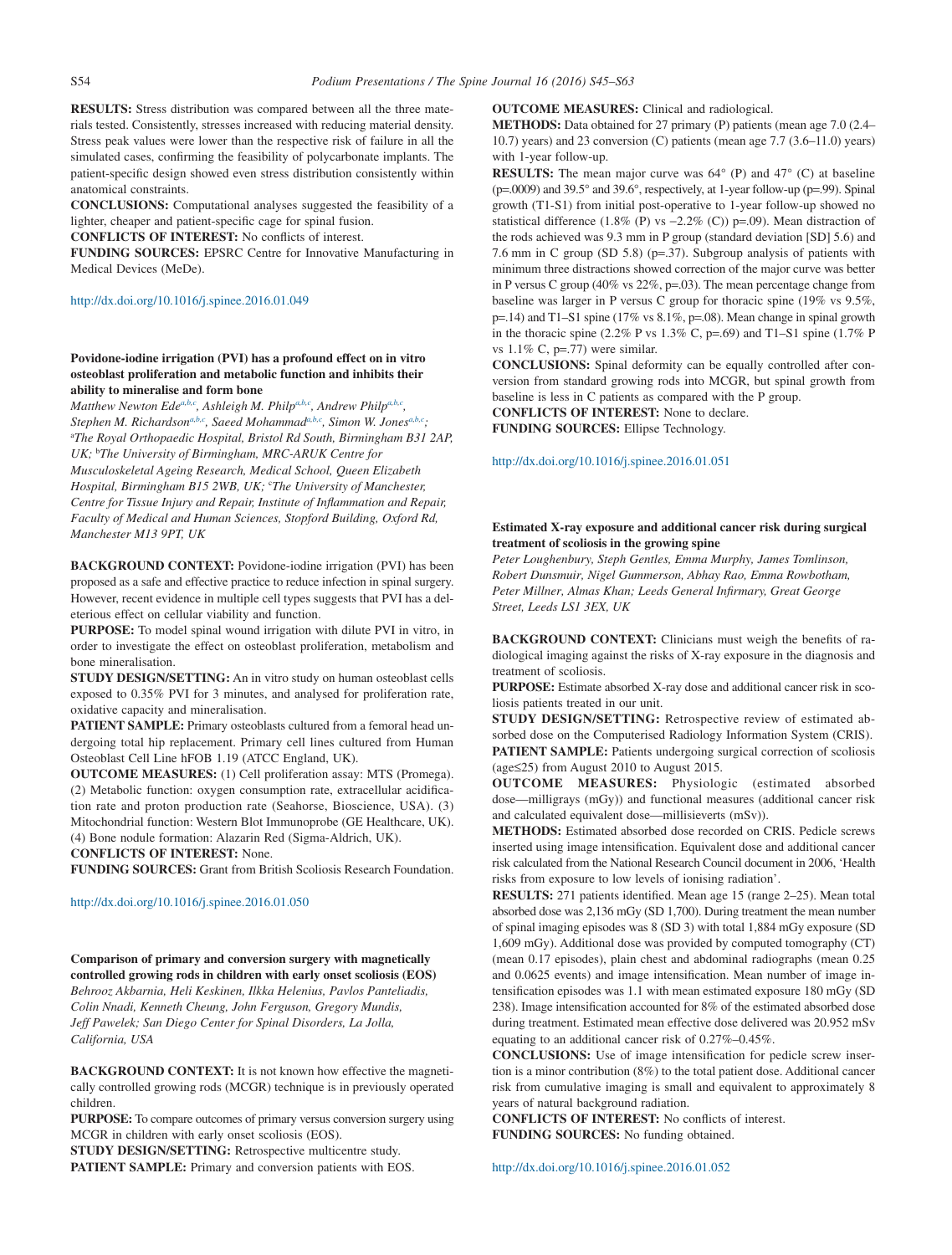**RESULTS:** Stress distribution was compared between all the three materials tested. Consistently, stresses increased with reducing material density. Stress peak values were lower than the respective risk of failure in all the simulated cases, confirming the feasibility of polycarbonate implants. The patient-specific design showed even stress distribution consistently within anatomical constraints.

**CONCLUSIONS:** Computational analyses suggested the feasibility of a lighter, cheaper and patient-specific cage for spinal fusion.

**CONFLICTS OF INTEREST:** No conflicts of interest.

**FUNDING SOURCES:** EPSRC Centre for Innovative Manufacturing in Medical Devices (MeDe).

http://dx.doi.org/10.1016/j.spinee.2016.01.049

### Povidone-iodine irrigation (PVI) has a profound effect on in vitro osteoblast proliferation and metabolic function and inhibits their ability to mineralise and form bone

*Matthew Newton Ede[a,b,c], Ashleigh M. Philp[a,b,c], Andrew Philp[a,b,c], Stephen M. Richardson[a,b,c], Saeed Mohammad[a,b,c], Simon W. Jones[a,b,c]; [a]The Royal Orthopaedic Hospital, Bristol Rd South, Birmingham B31 2AP, UK; [b]The University of Birmingham, MRC-ARUK Centre for Musculoskeletal Ageing Research, Medical School, Queen Elizabeth Hospital, Birmingham B15 2WB, UK; [c]The University of Manchester, Centre for Tissue Injury and Repair, Institute of Inflammation and Repair, Faculty of Medical and Human Sciences, Stopford Building, Oxford Rd, Manchester M13 9PT, UK*

**BACKGROUND CONTEXT:** Povidone-iodine irrigation (PVI) has been proposed as a safe and effective practice to reduce infection in spinal surgery. However, recent evidence in multiple cell types suggests that PVI has a deleterious effect on cellular viability and function.

**PURPOSE:** To model spinal wound irrigation with dilute PVI in vitro, in order to investigate the effect on osteoblast proliferation, metabolism and bone mineralisation.

**STUDY DESIGN/SETTING:** An in vitro study on human osteoblast cells exposed to 0.35% PVI for 3 minutes, and analysed for proliferation rate, oxidative capacity and mineralisation.

**PATIENT SAMPLE:** Primary osteoblasts cultured from a femoral head undergoing total hip replacement. Primary cell lines cultured from Human Osteoblast Cell Line hFOB 1.19 (ATCC England, UK).

**OUTCOME MEASURES:** (1) Cell proliferation assay: MTS (Promega). (2) Metabolic function: oxygen consumption rate, extracellular acidification rate and proton production rate (Seahorse, Bioscience, USA). (3) Mitochondrial function: Western Blot Immunoprobe (GE Healthcare, UK). (4) Bone nodule formation: Alazarin Red (Sigma-Aldrich, UK).

**CONFLICTS OF INTEREST:** None.

**FUNDING SOURCES:** Grant from British Scoliosis Research Foundation.

http://dx.doi.org/10.1016/j.spinee.2016.01.050

### Comparison of primary and conversion surgery with magnetically controlled growing rods in children with early onset scoliosis (EOS)

*Behrooz Akbarnia, Heli Keskinen, Ilkka Helenius, Pavlos Panteliadis, Colin Nnadi, Kenneth Cheung, John Ferguson, Gregory Mundis, Jeff Pawelek; San Diego Center for Spinal Disorders, La Jolla, California, USA*

**BACKGROUND CONTEXT:** It is not known how effective the magnetically controlled growing rods (MCGR) technique is in previously operated children.

**PURPOSE:** To compare outcomes of primary versus conversion surgery using MCGR in children with early onset scoliosis (EOS).

**STUDY DESIGN/SETTING:** Retrospective multicentre study.

**PATIENT SAMPLE:** Primary and conversion patients with EOS.

**OUTCOME MEASURES:** Clinical and radiological.

**METHODS:** Data obtained for 27 primary (P) patients (mean age 7.0 (2.4–10.7) years) and 23 conversion (C) patients (mean age 7.7 (3.6–11.0) years) with 1-year follow-up.

**RESULTS:** The mean major curve was 64° (P) and 47° (C) at baseline (p=.0009) and 39.5° and 39.6°, respectively, at 1-year follow-up (p=.99). Spinal growth (T1-S1) from initial post-operative to 1-year follow-up showed no statistical difference (1.8% (P) vs −2.2% (C)) p=.09). Mean distraction of the rods achieved was 9.3 mm in P group (standard deviation [SD] 5.6) and 7.6 mm in C group (SD 5.8) (p=.37). Subgroup analysis of patients with minimum three distractions showed correction of the major curve was better in P versus C group (40% vs 22%, p=.03). The mean percentage change from baseline was larger in P versus C group for thoracic spine (19% vs 9.5%, p=.14) and T1–S1 spine (17% vs 8.1%, p=.08). Mean change in spinal growth in the thoracic spine (2.2% P vs 1.3% C, p=.69) and T1–S1 spine (1.7% P vs 1.1% C, p=.77) were similar.

**CONCLUSIONS:** Spinal deformity can be equally controlled after conversion from standard growing rods into MCGR, but spinal growth from baseline is less in C patients as compared with the P group.

**CONFLICTS OF INTEREST:** None to declare.

**FUNDING SOURCES:** Ellipse Technology.

http://dx.doi.org/10.1016/j.spinee.2016.01.051

### Estimated X-ray exposure and additional cancer risk during surgical treatment of scoliosis in the growing spine

*Peter Loughenbury, Steph Gentles, Emma Murphy, James Tomlinson, Robert Dunsmuir, Nigel Gummerson, Abhay Rao, Emma Rowbotham, Peter Millner, Almas Khan; Leeds General Infirmary, Great George Street, Leeds LS1 3EX, UK*

**BACKGROUND CONTEXT:** Clinicians must weigh the benefits of radiological imaging against the risks of X-ray exposure in the diagnosis and treatment of scoliosis.

**PURPOSE:** Estimate absorbed X-ray dose and additional cancer risk in scoliosis patients treated in our unit.

**STUDY DESIGN/SETTING:** Retrospective review of estimated absorbed dose on the Computerised Radiology Information System (CRIS).

**PATIENT SAMPLE:** Patients undergoing surgical correction of scoliosis (age≤25) from August 2010 to August 2015.

**OUTCOME MEASURES:** Physiologic (estimated absorbed dose—milligrays (mGy)) and functional measures (additional cancer risk and calculated equivalent dose—millisieverts (mSv)).

**METHODS:** Estimated absorbed dose recorded on CRIS. Pedicle screws inserted using image intensification. Equivalent dose and additional cancer risk calculated from the National Research Council document in 2006, 'Health risks from exposure to low levels of ionising radiation'.

**RESULTS:** 271 patients identified. Mean age 15 (range 2–25). Mean total absorbed dose was 2,136 mGy (SD 1,700). During treatment the mean number of spinal imaging episodes was 8 (SD 3) with total 1,884 mGy exposure (SD 1,609 mGy). Additional dose was provided by computed tomography (CT) (mean 0.17 episodes), plain chest and abdominal radiographs (mean 0.25 and 0.0625 events) and image intensification. Mean number of image intensification episodes was 1.1 with mean estimated exposure 180 mGy (SD 238). Image intensification accounted for 8% of the estimated absorbed dose during treatment. Estimated mean effective dose delivered was 20.952 mSv equating to an additional cancer risk of 0.27%–0.45%.

**CONCLUSIONS:** Use of image intensification for pedicle screw insertion is a minor contribution (8%) to the total patient dose. Additional cancer risk from cumulative imaging is small and equivalent to approximately 8 years of natural background radiation.

**CONFLICTS OF INTEREST:** No conflicts of interest.

**FUNDING SOURCES:** No funding obtained.

http://dx.doi.org/10.1016/j.spinee.2016.01.052